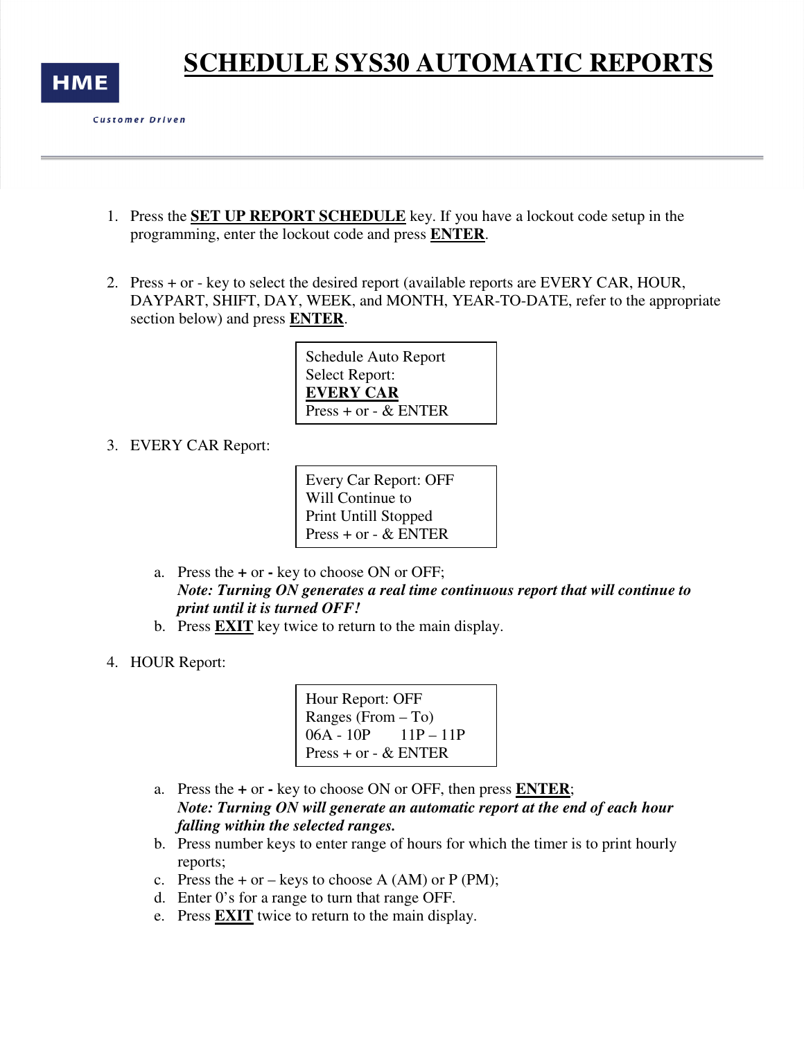HME

Customer Driven

# SCHEDULE SYS30 AUTOMATIC REPORTS

1. Press the **SET UP REPORT SCHEDULE** key. If you have a lockout code setup in the programming, enter the lockout code and press **ENTER**.

2. Press + or - key to select the desired report (available reports are EVERY CAR, HOUR, DAYPART, SHIFT, DAY, WEEK, and MONTH, YEAR-TO-DATE, refer to the appropriate section below) and press **ENTER**.

```
Schedule Auto Report
Select Report:
EVERY CAR
Press + or - & ENTER
```

3. EVERY CAR Report:

```
Every Car Report: OFF
Will Continue to
Print Untill Stopped
Press + or - & ENTER
```

   a. Press the **+** or **-** key to choose ON or OFF;
      ***Note: Turning ON generates a real time continuous report that will continue to print until it is turned OFF!***
   b. Press **EXIT** key twice to return to the main display.

4. HOUR Report:

```
Hour Report: OFF
Ranges (From – To)
06A - 10P      11P – 11P
Press + or - & ENTER
```

   a. Press the **+** or **-** key to choose ON or OFF, then press **ENTER**;
      ***Note: Turning ON will generate an automatic report at the end of each hour falling within the selected ranges.***
   b. Press number keys to enter range of hours for which the timer is to print hourly reports;
   c. Press the + or – keys to choose A (AM) or P (PM);
   d. Enter 0's for a range to turn that range OFF.
   e. Press **EXIT** twice to return to the main display.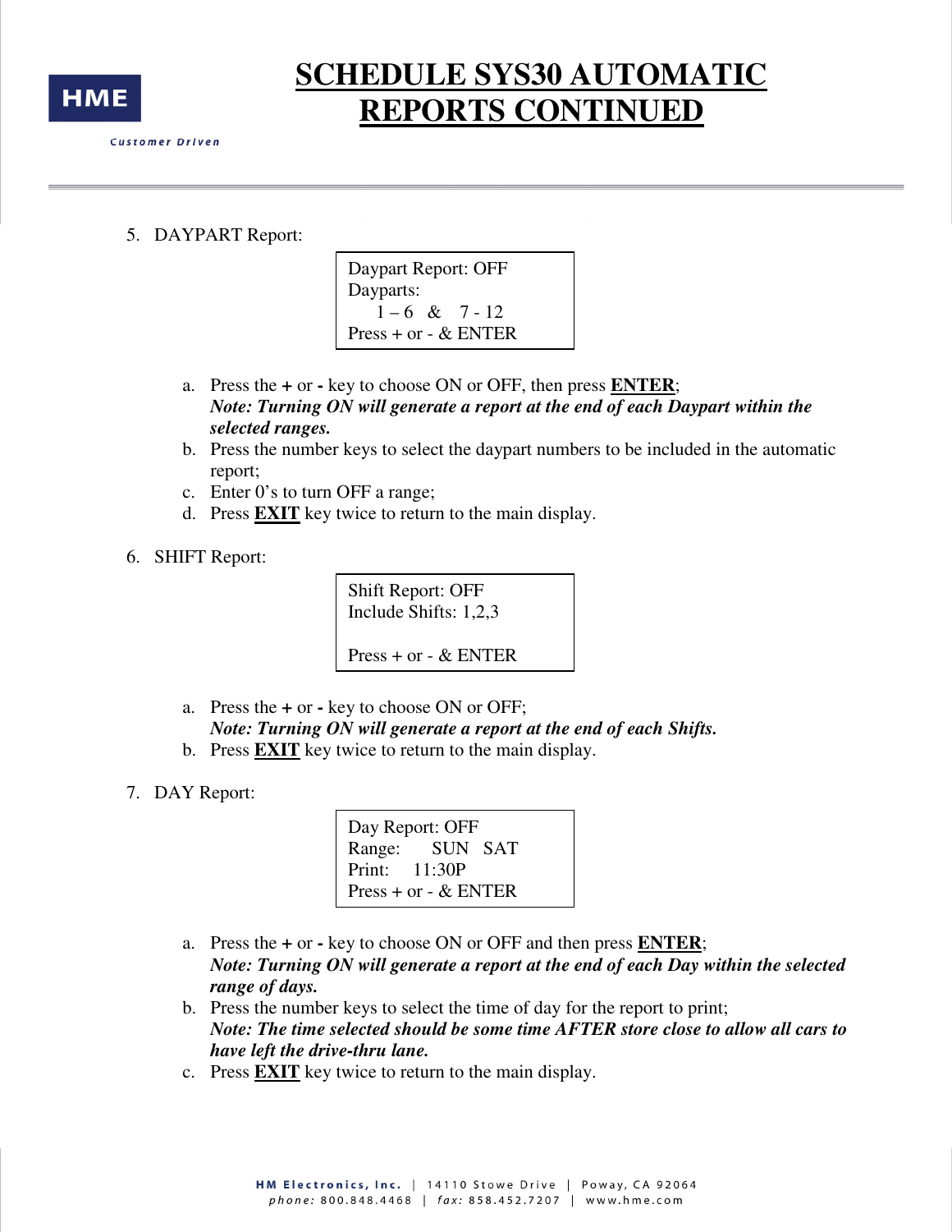# SCHEDULE SYS30 AUTOMATIC REPORTS CONTINUED

5. DAYPART Report:

```
Daypart Report: OFF
Dayparts:
     1 – 6   &   7 - 12
Press + or - & ENTER
```

   a. Press the **+** or **-** key to choose ON or OFF, then press **ENTER**;
      ***Note: Turning ON will generate a report at the end of each Daypart within the selected ranges.***
   b. Press the number keys to select the daypart numbers to be included in the automatic report;
   c. Enter 0's to turn OFF a range;
   d. Press **EXIT** key twice to return to the main display.

6. SHIFT Report:

```
Shift Report: OFF
Include Shifts: 1,2,3

Press + or - & ENTER
```

   a. Press the **+** or **-** key to choose ON or OFF;
      ***Note: Turning ON will generate a report at the end of each Shifts.***
   b. Press **EXIT** key twice to return to the main display.

7. DAY Report:

```
Day Report: OFF
Range:      SUN   SAT
Print:     11:30P
Press + or - & ENTER
```

   a. Press the **+** or **-** key to choose ON or OFF and then press **ENTER**;
      ***Note: Turning ON will generate a report at the end of each Day within the selected range of days.***
   b. Press the number keys to select the time of day for the report to print;
      ***Note: The time selected should be some time AFTER store close to allow all cars to have left the drive-thru lane.***
   c. Press **EXIT** key twice to return to the main display.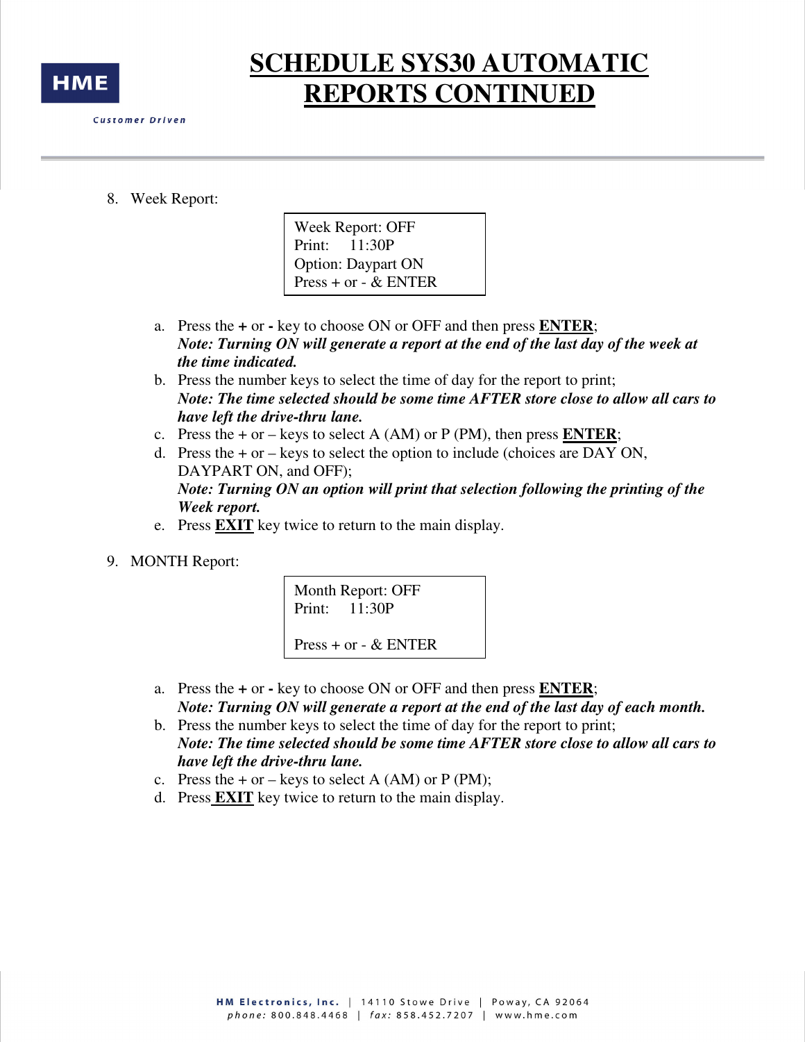# SCHEDULE SYS30 AUTOMATIC REPORTS CONTINUED

8. Week Report:

```
Week Report: OFF
Print:     11:30P
Option: Daypart ON
Press + or - & ENTER
```

   a. Press the **+** or **-** key to choose ON or OFF and then press **ENTER**;
      ***Note: Turning ON will generate a report at the end of the last day of the week at the time indicated.***
   b. Press the number keys to select the time of day for the report to print;
      ***Note: The time selected should be some time AFTER store close to allow all cars to have left the drive-thru lane.***
   c. Press the + or – keys to select A (AM) or P (PM), then press **ENTER**;
   d. Press the + or – keys to select the option to include (choices are DAY ON, DAYPART ON, and OFF);
      ***Note: Turning ON an option will print that selection following the printing of the Week report.***
   e. Press **EXIT** key twice to return to the main display.

9. MONTH Report:

```
Month Report: OFF
Print:     11:30P

Press + or - & ENTER
```

   a. Press the **+** or **-** key to choose ON or OFF and then press **ENTER**;
      ***Note: Turning ON will generate a report at the end of the last day of each month.***
   b. Press the number keys to select the time of day for the report to print;
      ***Note: The time selected should be some time AFTER store close to allow all cars to have left the drive-thru lane.***
   c. Press the + or – keys to select A (AM) or P (PM);
   d. Press **EXIT** key twice to return to the main display.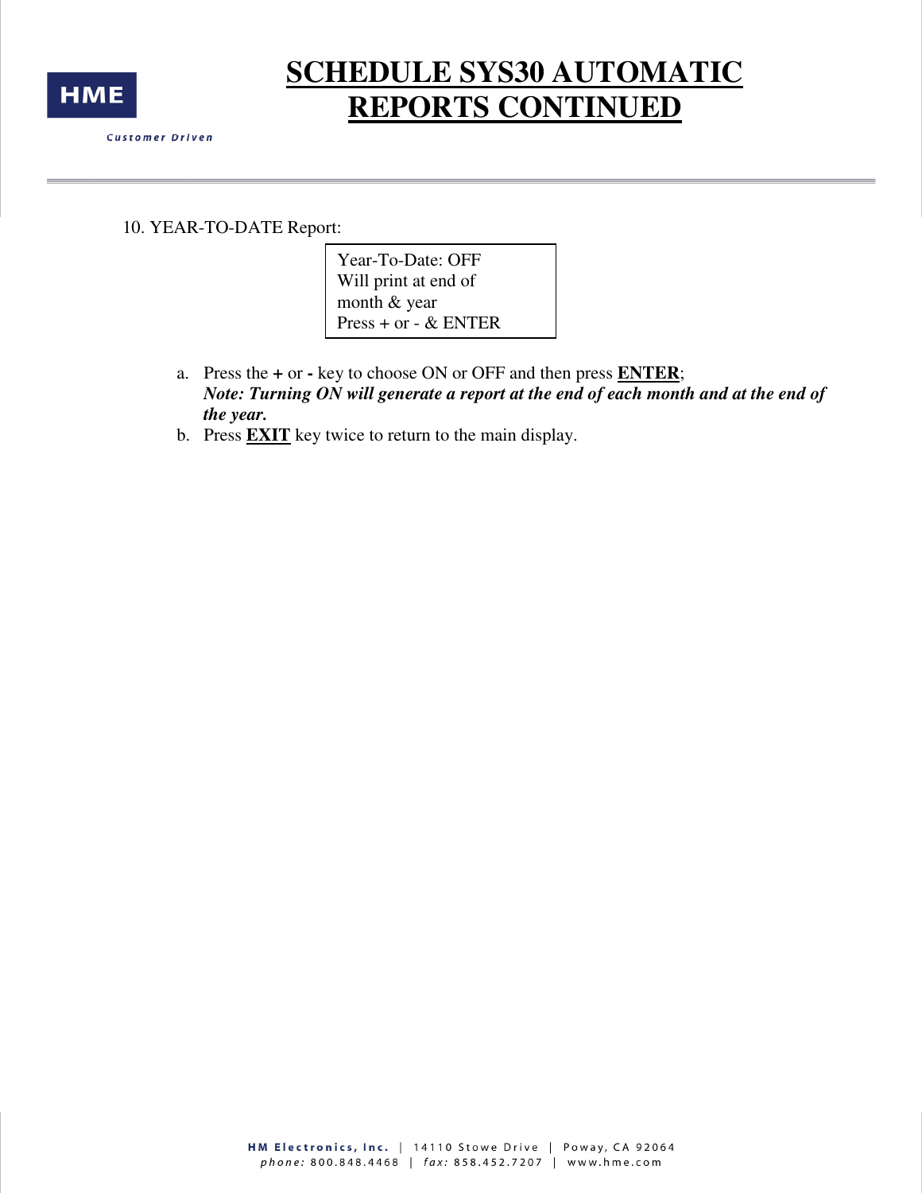# SCHEDULE SYS30 AUTOMATIC REPORTS CONTINUED

10. YEAR-TO-DATE Report:

```
Year-To-Date: OFF
Will print at end of
month & year
Press + or - & ENTER
```

   a. Press the **+** or **-** key to choose ON or OFF and then press **ENTER**;
   ***Note: Turning ON will generate a report at the end of each month and at the end of the year.***

   b. Press **EXIT** key twice to return to the main display.